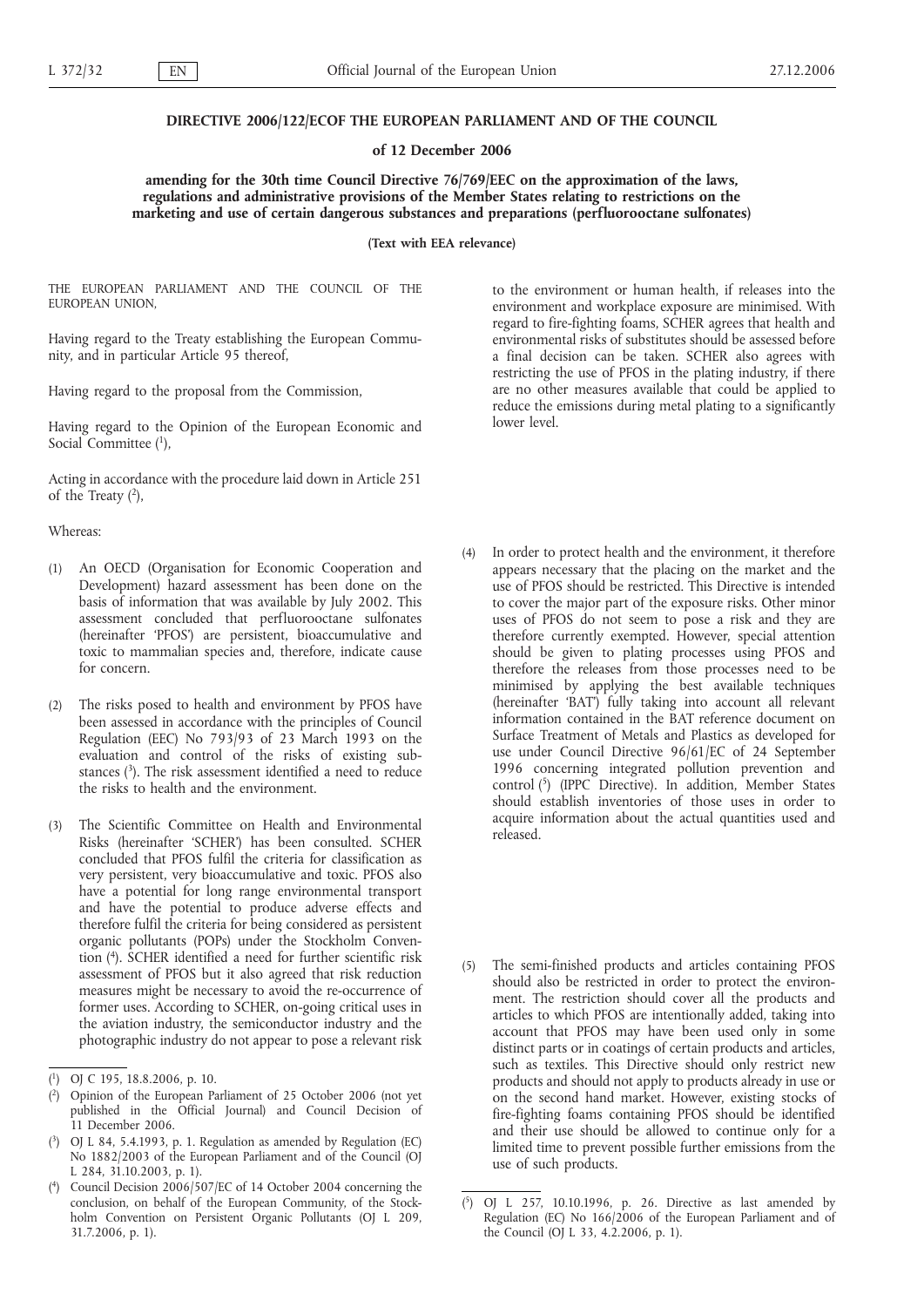**DIRECTIVE 2006/122/ECOF THE EUROPEAN PARLIAMENT AND OF THE COUNCIL**

**of 12 December 2006**

**amending for the 30th time Council Directive 76/769/EEC on the approximation of the laws, regulations and administrative provisions of the Member States relating to restrictions on the marketing and use of certain dangerous substances and preparations (perfluorooctane sulfonates)**

**(Text with EEA relevance)**

THE EUROPEAN PARLIAMENT AND THE COUNCIL OF THE EUROPEAN UNION,

Having regard to the Treaty establishing the European Community, and in particular Article 95 thereof,

Having regard to the proposal from the Commission,

Having regard to the Opinion of the European Economic and Social Committee [1],

Acting in accordance with the procedure laid down in Article 251 of the Treaty [2],

Whereas:

(1) An OECD (Organisation for Economic Cooperation and Development) hazard assessment has been done on the basis of information that was available by July 2002. This assessment concluded that perfluorooctane sulfonates (hereinafter 'PFOS') are persistent, bioaccumulative and toxic to mammalian species and, therefore, indicate cause for concern.

(2) The risks posed to health and environment by PFOS have been assessed in accordance with the principles of Council Regulation (EEC) No 793/93 of 23 March 1993 on the evaluation and control of the risks of existing substances [3]. The risk assessment identified a need to reduce the risks to health and the environment.

(3) The Scientific Committee on Health and Environmental Risks (hereinafter 'SCHER') has been consulted. SCHER concluded that PFOS fulfil the criteria for classification as very persistent, very bioaccumulative and toxic. PFOS also have a potential for long range environmental transport and have the potential to produce adverse effects and therefore fulfil the criteria for being considered as persistent organic pollutants (POPs) under the Stockholm Convention [4]. SCHER identified a need for further scientific risk assessment of PFOS but it also agreed that risk reduction measures might be necessary to avoid the re-occurrence of former uses. According to SCHER, on-going critical uses in the aviation industry, the semiconductor industry and the photographic industry do not appear to pose a relevant risk to the environment or human health, if releases into the environment and workplace exposure are minimised. With regard to fire-fighting foams, SCHER agrees that health and environmental risks of substitutes should be assessed before a final decision can be taken. SCHER also agrees with restricting the use of PFOS in the plating industry, if there are no other measures available that could be applied to reduce the emissions during metal plating to a significantly lower level.

(4) In order to protect health and the environment, it therefore appears necessary that the placing on the market and the use of PFOS should be restricted. This Directive is intended to cover the major part of the exposure risks. Other minor uses of PFOS do not seem to pose a risk and they are therefore currently exempted. However, special attention should be given to plating processes using PFOS and therefore the releases from those processes need to be minimised by applying the best available techniques (hereinafter 'BAT') fully taking into account all relevant information contained in the BAT reference document on Surface Treatment of Metals and Plastics as developed for use under Council Directive 96/61/EC of 24 September 1996 concerning integrated pollution prevention and control [5] (IPPC Directive). In addition, Member States should establish inventories of those uses in order to acquire information about the actual quantities used and released.

(5) The semi-finished products and articles containing PFOS should also be restricted in order to protect the environment. The restriction should cover all the products and articles to which PFOS are intentionally added, taking into account that PFOS may have been used only in some distinct parts or in coatings of certain products and articles, such as textiles. This Directive should only restrict new products and should not apply to products already in use or on the second hand market. However, existing stocks of fire-fighting foams containing PFOS should be identified and their use should be allowed to continue only for a limited time to prevent possible further emissions from the use of such products.

---

[1] OJ C 195, 18.8.2006, p. 10.

[2] Opinion of the European Parliament of 25 October 2006 (not yet published in the Official Journal) and Council Decision of 11 December 2006.

[3] OJ L 84, 5.4.1993, p. 1. Regulation as amended by Regulation (EC) No 1882/2003 of the European Parliament and of the Council (OJ L 284, 31.10.2003, p. 1).

[4] Council Decision 2006/507/EC of 14 October 2004 concerning the conclusion, on behalf of the European Community, of the Stockholm Convention on Persistent Organic Pollutants (OJ L 209, 31.7.2006, p. 1).

[5] OJ L 257, 10.10.1996, p. 26. Directive as last amended by Regulation (EC) No 166/2006 of the European Parliament and of the Council (OJ L 33, 4.2.2006, p. 1).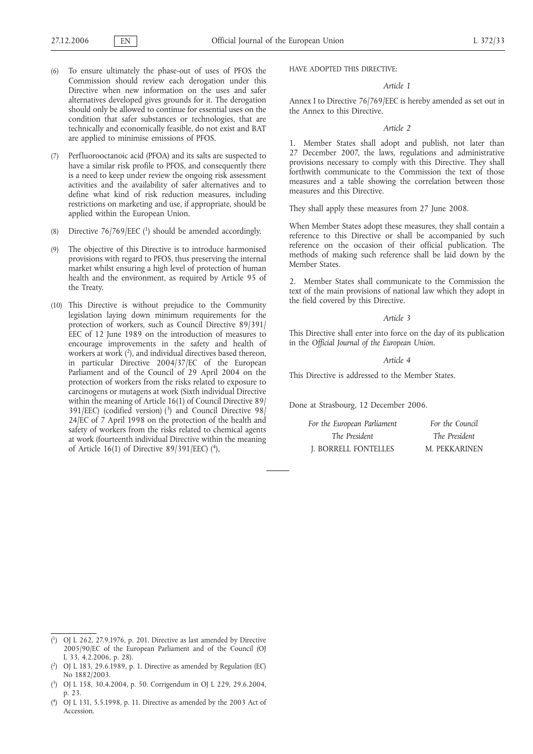(6) To ensure ultimately the phase-out of uses of PFOS the Commission should review each derogation under this Directive when new information on the uses and safer alternatives developed gives grounds for it. The derogation should only be allowed to continue for essential uses on the condition that safer substances or technologies, that are technically and economically feasible, do not exist and BAT are applied to minimise emissions of PFOS.

(7) Perfluorooctanoic acid (PFOA) and its salts are suspected to have a similar risk profile to PFOS, and consequently there is a need to keep under review the ongoing risk assessment activities and the availability of safer alternatives and to define what kind of risk reduction measures, including restrictions on marketing and use, if appropriate, should be applied within the European Union.

(8) Directive 76/769/EEC [1] should be amended accordingly.

(9) The objective of this Directive is to introduce harmonised provisions with regard to PFOS, thus preserving the internal market whilst ensuring a high level of protection of human health and the environment, as required by Article 95 of the Treaty.

(10) This Directive is without prejudice to the Community legislation laying down minimum requirements for the protection of workers, such as Council Directive 89/391/EEC of 12 June 1989 on the introduction of measures to encourage improvements in the safety and health of workers at work [2], and individual directives based thereon, in particular Directive 2004/37/EC of the European Parliament and of the Council of 29 April 2004 on the protection of workers from the risks related to exposure to carcinogens or mutagens at work (Sixth individual Directive within the meaning of Article 16(1) of Council Directive 89/391/EEC) (codified version) [3] and Council Directive 98/24/EC of 7 April 1998 on the protection of the health and safety of workers from the risks related to chemical agents at work (fourteenth individual Directive within the meaning of Article 16(1) of Directive 89/391/EEC) [4],

HAVE ADOPTED THIS DIRECTIVE:

*Article 1*

Annex I to Directive 76/769/EEC is hereby amended as set out in the Annex to this Directive.

*Article 2*

1. Member States shall adopt and publish, not later than 27 December 2007, the laws, regulations and administrative provisions necessary to comply with this Directive. They shall forthwith communicate to the Commission the text of those measures and a table showing the correlation between those measures and this Directive.

They shall apply these measures from 27 June 2008.

When Member States adopt these measures, they shall contain a reference to this Directive or shall be accompanied by such reference on the occasion of their official publication. The methods of making such reference shall be laid down by the Member States.

2. Member States shall communicate to the Commission the text of the main provisions of national law which they adopt in the field covered by this Directive.

*Article 3*

This Directive shall enter into force on the day of its publication in the *Official Journal of the European Union*.

*Article 4*

This Directive is addressed to the Member States.

Done at Strasbourg, 12 December 2006.

| *For the European Parliament* | *For the Council* |
|---|---|
| *The President* | *The President* |
| J. BORRELL FONTELLES | M. PEKKARINEN |

---

[1] OJ L 262, 27.9.1976, p. 201. Directive as last amended by Directive 2005/90/EC of the European Parliament and of the Council (OJ L 33, 4.2.2006, p. 28).

[2] OJ L 183, 29.6.1989, p. 1. Directive as amended by Regulation (EC) No 1882/2003.

[3] OJ L 158, 30.4.2004, p. 50. Corrigendum in OJ L 229, 29.6.2004, p. 23.

[4] OJ L 131, 5.5.1998, p. 11. Directive as amended by the 2003 Act of Accession.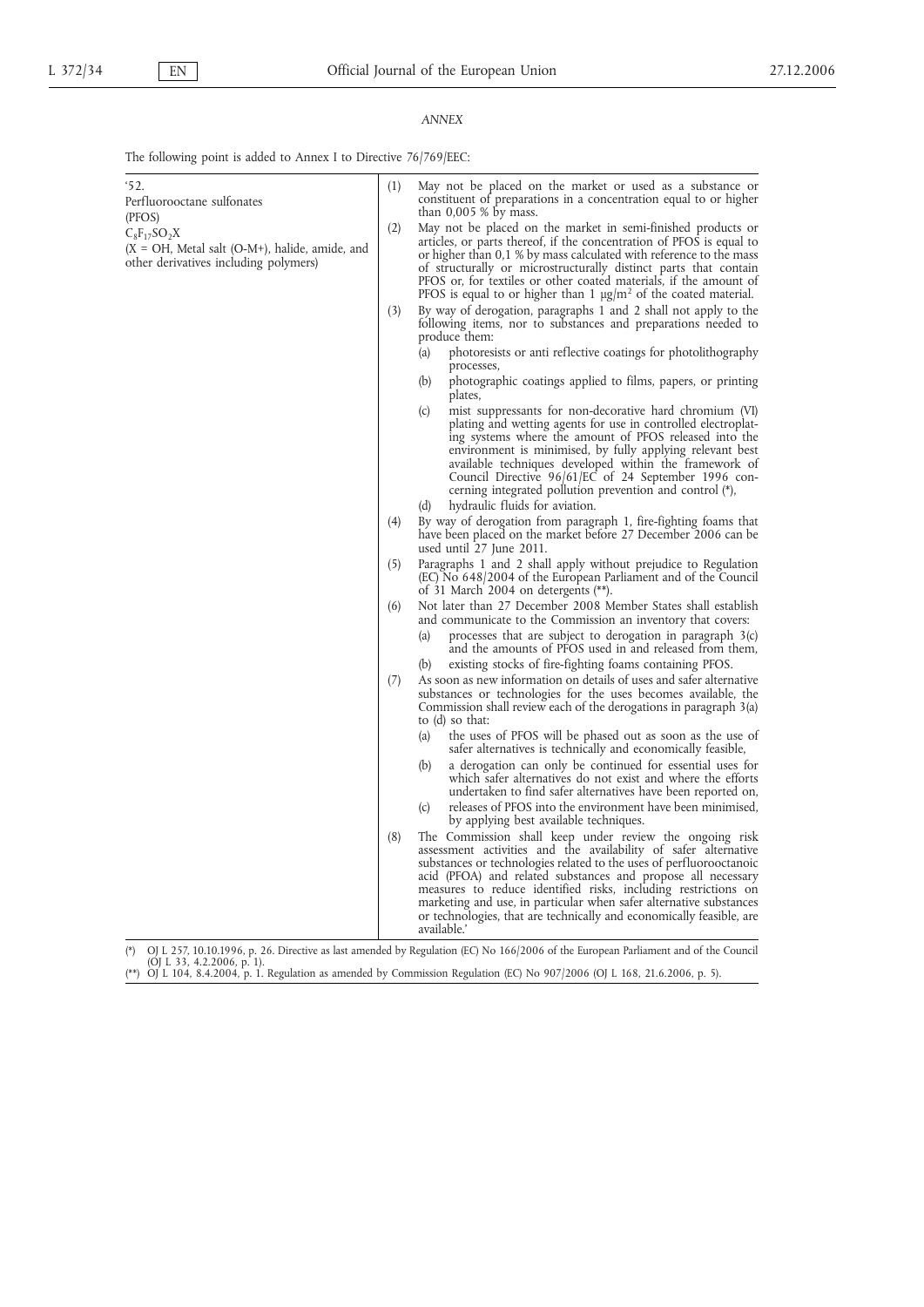*ANNEX*

The following point is added to Annex I to Directive 76/769/EEC:

| | |
|---|---|
| '52.<br>Perfluorooctane sulfonates (PFOS)<br>$C_8F_{17}SO_2X$<br>(X = OH, Metal salt (O-M+), halide, amide, and other derivatives including polymers) | (1) May not be placed on the market or used as a substance or constituent of preparations in a concentration equal to or higher than 0,005 % by mass.<br>(2) May not be placed on the market in semi-finished products or articles, or parts thereof, if the concentration of PFOS is equal to or higher than 0,1 % by mass calculated with reference to the mass of structurally or microstructurally distinct parts that contain PFOS or, for textiles or other coated materials, if the amount of PFOS is equal to or higher than 1 μg/m² of the coated material.<br>(3) By way of derogation, paragraphs 1 and 2 shall not apply to the following items, nor to substances and preparations needed to produce them:<br>(a) photoresists or anti reflective coatings for photolithography processes,<br>(b) photographic coatings applied to films, papers, or printing plates,<br>(c) mist suppressants for non-decorative hard chromium (VI) plating and wetting agents for use in controlled electroplating systems where the amount of PFOS released into the environment is minimised, by fully applying relevant best available techniques developed within the framework of Council Directive 96/61/EC of 24 September 1996 concerning integrated pollution prevention and control (*),<br>(d) hydraulic fluids for aviation.<br>(4) By way of derogation from paragraph 1, fire-fighting foams that have been placed on the market before 27 December 2006 can be used until 27 June 2011.<br>(5) Paragraphs 1 and 2 shall apply without prejudice to Regulation (EC) No 648/2004 of the European Parliament and of the Council of 31 March 2004 on detergents (**).<br>(6) Not later than 27 December 2008 Member States shall establish and communicate to the Commission an inventory that covers:<br>(a) processes that are subject to derogation in paragraph 3(c) and the amounts of PFOS used in and released from them,<br>(b) existing stocks of fire-fighting foams containing PFOS.<br>(7) As soon as new information on details of uses and safer alternative substances or technologies for the uses becomes available, the Commission shall review each of the derogations in paragraph 3(a) to (d) so that:<br>(a) the uses of PFOS will be phased out as soon as the use of safer alternatives is technically and economically feasible,<br>(b) a derogation can only be continued for essential uses for which safer alternatives do not exist and where the efforts undertaken to find safer alternatives have been reported on,<br>(c) releases of PFOS into the environment have been minimised, by applying best available techniques.<br>(8) The Commission shall keep under review the ongoing risk assessment activities and the availability of safer alternative substances or technologies related to the uses of perfluorooctanoic acid (PFOA) and related substances and propose all necessary measures to reduce identified risks, including restrictions on marketing and use, in particular when safer alternative substances or technologies, that are technically and economically feasible, are available.' |

(*) OJ L 257, 10.10.1996, p. 26. Directive as last amended by Regulation (EC) No 166/2006 of the European Parliament and of the Council (OJ L 33, 4.2.2006, p. 1).

(**) OJ L 104, 8.4.2004, p. 1. Regulation as amended by Commission Regulation (EC) No 907/2006 (OJ L 168, 21.6.2006, p. 5).